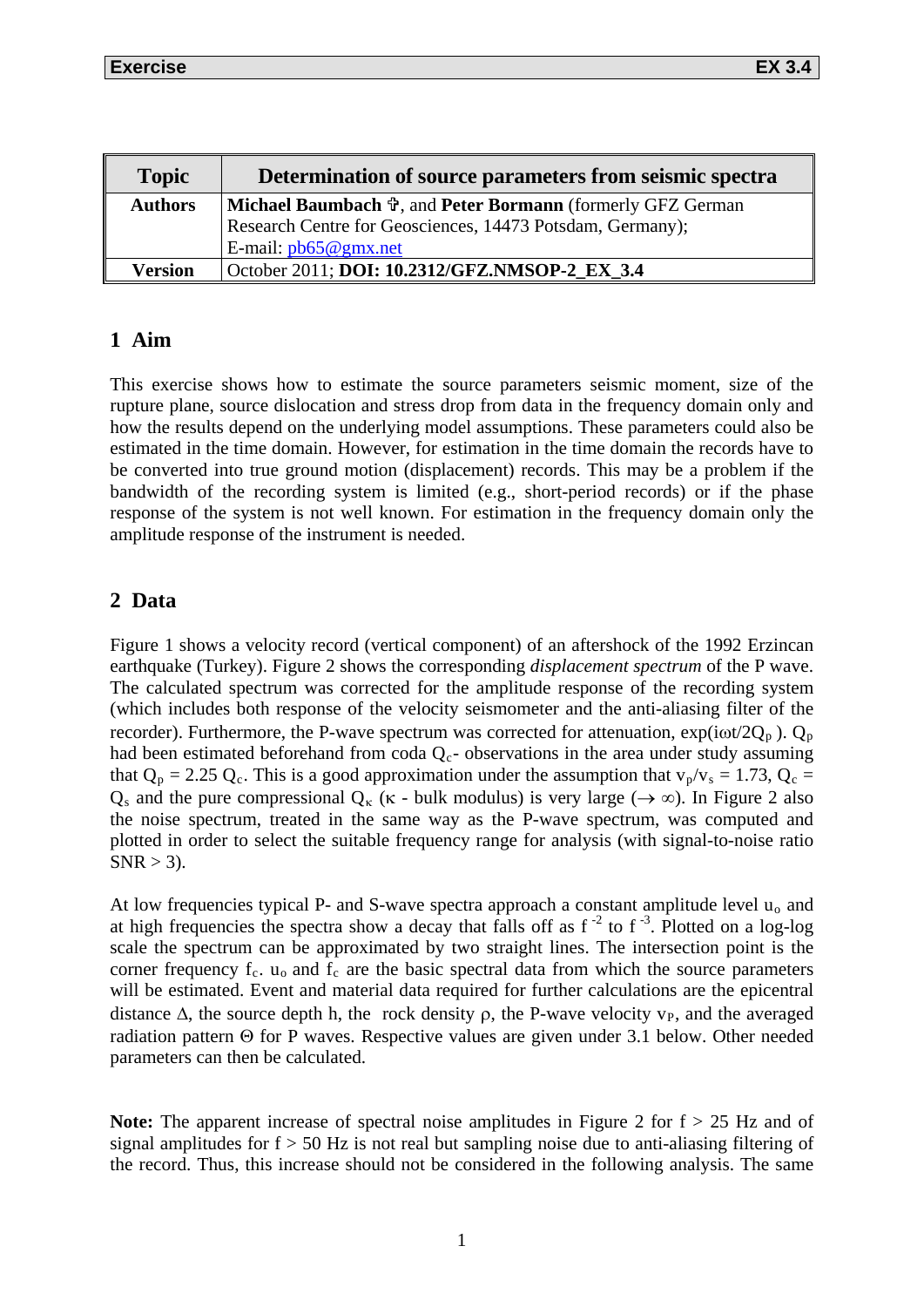| Topic | Determination of source parameters from seismic spectra |
|---|---|
| **Authors** | **Michael Baumbach** ✞, and **Peter Bormann** (formerly GFZ German Research Centre for Geosciences, 14473 Potsdam, Germany); E-mail: pb65@gmx.net |
| **Version** | October 2011; **DOI: 10.2312/GFZ.NMSOP-2_EX_3.4** |

## 1 Aim

This exercise shows how to estimate the source parameters seismic moment, size of the rupture plane, source dislocation and stress drop from data in the frequency domain only and how the results depend on the underlying model assumptions. These parameters could also be estimated in the time domain. However, for estimation in the time domain the records have to be converted into true ground motion (displacement) records. This may be a problem if the bandwidth of the recording system is limited (e.g., short-period records) or if the phase response of the system is not well known. For estimation in the frequency domain only the amplitude response of the instrument is needed.

## 2 Data

Figure 1 shows a velocity record (vertical component) of an aftershock of the 1992 Erzincan earthquake (Turkey). Figure 2 shows the corresponding *displacement spectrum* of the P wave. The calculated spectrum was corrected for the amplitude response of the recording system (which includes both response of the velocity seismometer and the anti-aliasing filter of the recorder). Furthermore, the P-wave spectrum was corrected for attenuation, $\exp(i\omega t/2Q_p)$. $Q_p$ had been estimated beforehand from coda $Q_c$- observations in the area under study assuming that $Q_p = 2.25\ Q_c$. This is a good approximation under the assumption that $v_p/v_s = 1.73$, $Q_c = Q_s$ and the pure compressional $Q_\kappa$ ($\kappa$ - bulk modulus) is very large ($\rightarrow \infty$). In Figure 2 also the noise spectrum, treated in the same way as the P-wave spectrum, was computed and plotted in order to select the suitable frequency range for analysis (with signal-to-noise ratio SNR > 3).

At low frequencies typical P- and S-wave spectra approach a constant amplitude level $u_o$ and at high frequencies the spectra show a decay that falls off as $f^{-2}$ to $f^{-3}$. Plotted on a log-log scale the spectrum can be approximated by two straight lines. The intersection point is the corner frequency $f_c$. $u_o$ and $f_c$ are the basic spectral data from which the source parameters will be estimated. Event and material data required for further calculations are the epicentral distance $\Delta$, the source depth h, the rock density $\rho$, the P-wave velocity $v_P$, and the averaged radiation pattern $\Theta$ for P waves. Respective values are given under 3.1 below. Other needed parameters can then be calculated.

**Note:** The apparent increase of spectral noise amplitudes in Figure 2 for f > 25 Hz and of signal amplitudes for f > 50 Hz is not real but sampling noise due to anti-aliasing filtering of the record. Thus, this increase should not be considered in the following analysis. The same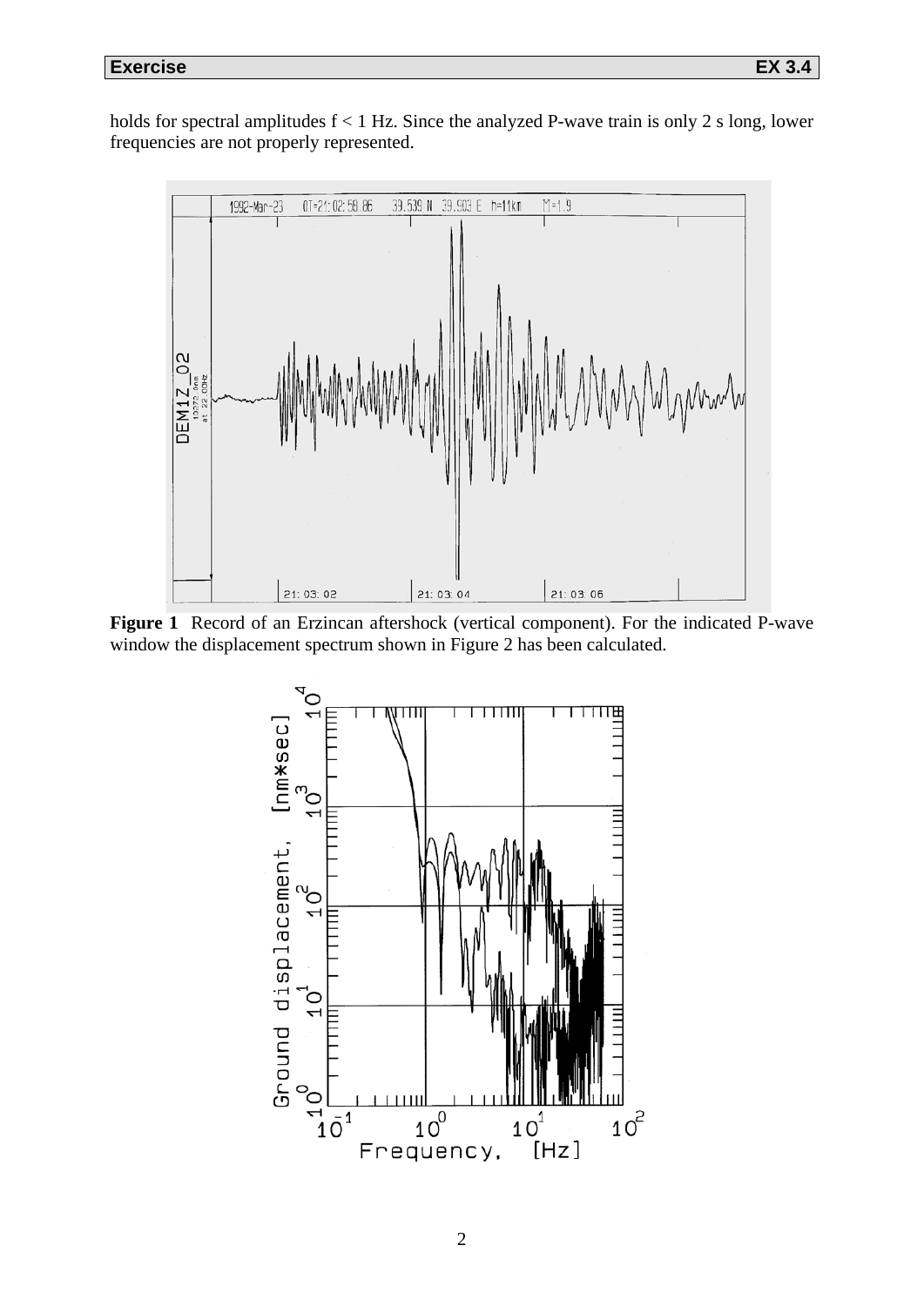holds for spectral amplitudes f < 1 Hz. Since the analyzed P-wave train is only 2 s long, lower frequencies are not properly represented.

1992-Mar-23 OT=21:02:58.86 39.539 N 39.503 E h=11km M=1.9

DEM1Z_02

21:03:02 21:03:04 21:03:06

**Figure 1** Record of an Erzincan aftershock (vertical component). For the indicated P-wave window the displacement spectrum shown in Figure 2 has been calculated.

Ground displacement, [nm*sec]

$10^0$ $10^1$ $10^2$ $10^3$ $10^4$

$10^{-1}$ $10^0$ $10^1$ $10^2$

Frequency, [Hz]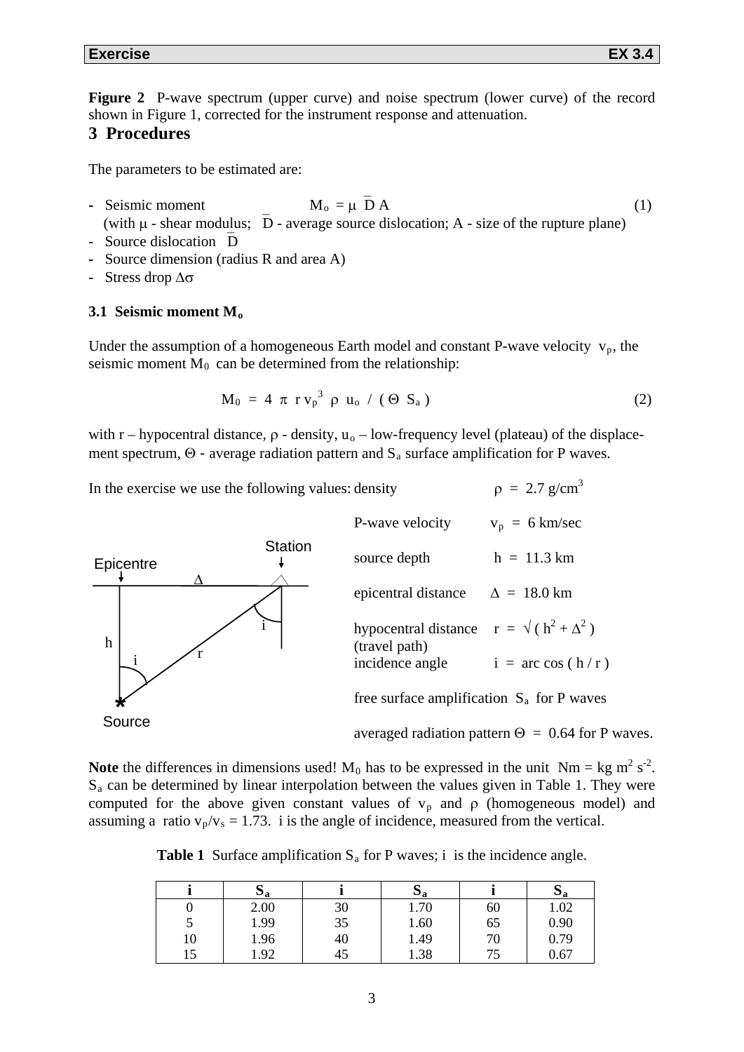**Figure 2** P-wave spectrum (upper curve) and noise spectrum (lower curve) of the record shown in Figure 1, corrected for the instrument response and attenuation.

## 3 Procedures

The parameters to be estimated are:

- Seismic moment $M_o = \mu \bar{D} A$ (1)
  (with $\mu$ - shear modulus; $\bar{D}$ - average source dislocation; A - size of the rupture plane)
- Source dislocation $\bar{D}$
- Source dimension (radius R and area A)
- Stress drop $\Delta\sigma$

### 3.1 Seismic moment $M_o$

Under the assumption of a homogeneous Earth model and constant P-wave velocity $v_p$, the seismic moment $M_0$ can be determined from the relationship:

$$M_0 = 4 \pi r v_p^3 \rho u_o / (\Theta S_a) \tag{2}$$

with r – hypocentral distance, $\rho$ - density, $u_o$ – low-frequency level (plateau) of the displacement spectrum, $\Theta$ - average radiation pattern and $S_a$ surface amplification for P waves.

In the exercise we use the following values:

- density $\rho = 2.7$ g/cm$^3$
- P-wave velocity $v_p = 6$ km/sec
- source depth $h = 11.3$ km
- epicentral distance $\Delta = 18.0$ km
- hypocentral distance (travel path) $r = \sqrt{(h^2 + \Delta^2)}$
- incidence angle $i = \arccos(h / r)$
- free surface amplification $S_a$ for P waves
- averaged radiation pattern $\Theta = 0.64$ for P waves.

Station
Epicentre
$\Delta$
i
h
r
i
Source

**Note** the differences in dimensions used! $M_0$ has to be expressed in the unit Nm = kg m$^2$ s$^{-2}$. $S_a$ can be determined by linear interpolation between the values given in Table 1. They were computed for the above given constant values of $v_p$ and $\rho$ (homogeneous model) and assuming a ratio $v_p/v_s = 1.73$. i is the angle of incidence, measured from the vertical.

**Table 1** Surface amplification $S_a$ for P waves; i is the incidence angle.

| **i** | **$S_a$** | **i** | **$S_a$** | **i** | **$S_a$** |
|---|---|---|---|---|---|
| 0 | 2.00 | 30 | 1.70 | 60 | 1.02 |
| 5 | 1.99 | 35 | 1.60 | 65 | 0.90 |
| 10 | 1.96 | 40 | 1.49 | 70 | 0.79 |
| 15 | 1.92 | 45 | 1.38 | 75 | 0.67 |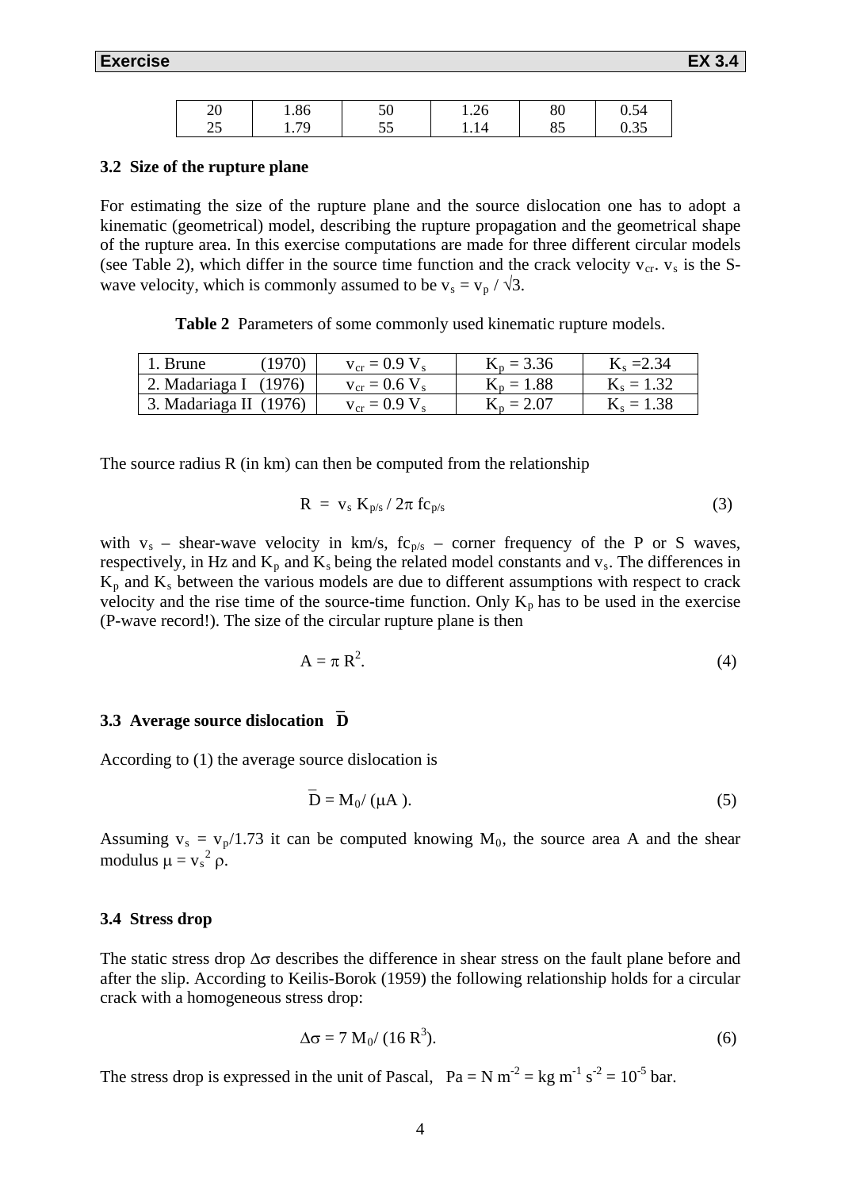| 20 | 1.86 | 50 | 1.26 | 80 | 0.54 |
|---|---|---|---|---|---|
| 25 | 1.79 | 55 | 1.14 | 85 | 0.35 |

### 3.2 Size of the rupture plane

For estimating the size of the rupture plane and the source dislocation one has to adopt a kinematic (geometrical) model, describing the rupture propagation and the geometrical shape of the rupture area. In this exercise computations are made for three different circular models (see Table 2), which differ in the source time function and the crack velocity $v_{cr}$. $v_s$ is the S-wave velocity, which is commonly assumed to be $v_s = v_p / \sqrt{3}$.

**Table 2** Parameters of some commonly used kinematic rupture models.

| 1. Brune (1970) | $v_{cr} = 0.9\ V_s$ | $K_p = 3.36$ | $K_s = 2.34$ |
|---|---|---|---|
| 2. Madariaga I (1976) | $v_{cr} = 0.6\ V_s$ | $K_p = 1.88$ | $K_s = 1.32$ |
| 3. Madariaga II (1976) | $v_{cr} = 0.9\ V_s$ | $K_p = 2.07$ | $K_s = 1.38$ |

The source radius R (in km) can then be computed from the relationship

$$R = v_s\ K_{p/s} / 2\pi\ fc_{p/s} \tag{3}$$

with $v_s$ – shear-wave velocity in km/s, $fc_{p/s}$ – corner frequency of the P or S waves, respectively, in Hz and $K_p$ and $K_s$ being the related model constants and $v_s$. The differences in $K_p$ and $K_s$ between the various models are due to different assumptions with respect to crack velocity and the rise time of the source-time function. Only $K_p$ has to be used in the exercise (P-wave record!). The size of the circular rupture plane is then

$$A = \pi R^2. \tag{4}$$

### 3.3 Average source dislocation $\overline{D}$

According to (1) the average source dislocation is

$$\overline{D} = M_0 / (\mu A). \tag{5}$$

Assuming $v_s = v_p/1.73$ it can be computed knowing $M_0$, the source area A and the shear modulus $\mu = v_s^2\ \rho$.

### 3.4 Stress drop

The static stress drop $\Delta\sigma$ describes the difference in shear stress on the fault plane before and after the slip. According to Keilis-Borok (1959) the following relationship holds for a circular crack with a homogeneous stress drop:

$$\Delta\sigma = 7\ M_0 / (16\ R^3). \tag{6}$$

The stress drop is expressed in the unit of Pascal, $\text{Pa} = \text{N m}^{-2} = \text{kg m}^{-1}\ \text{s}^{-2} = 10^{-5}$ bar.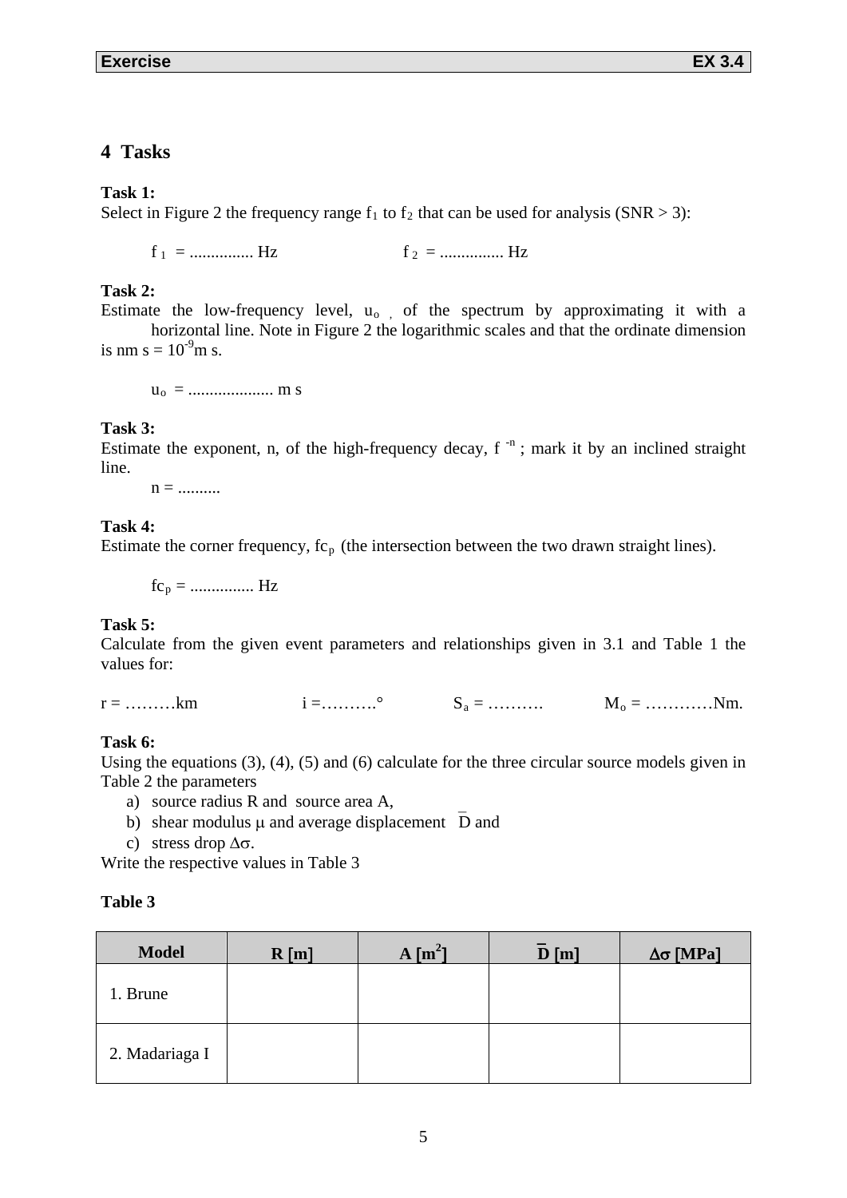## 4 Tasks

**Task 1:**
Select in Figure 2 the frequency range $f_1$ to $f_2$ that can be used for analysis (SNR > 3):

$f_1$ = ............... Hz $f_2$ = ............... Hz

**Task 2:**
Estimate the low-frequency level, $u_o$ , of the spectrum by approximating it with a horizontal line. Note in Figure 2 the logarithmic scales and that the ordinate dimension is nm s = $10^{-9}$m s.

$u_o$ = .................... m s

**Task 3:**
Estimate the exponent, n, of the high-frequency decay, $f^{-n}$ ; mark it by an inclined straight line.

n = ..........

**Task 4:**
Estimate the corner frequency, $fc_p$ (the intersection between the two drawn straight lines).

$fc_p$ = ............... Hz

**Task 5:**
Calculate from the given event parameters and relationships given in 3.1 and Table 1 the values for:

r = ………km i =……….° $S_a$ = ………. $M_o$ = …………Nm.

**Task 6:**
Using the equations (3), (4), (5) and (6) calculate for the three circular source models given in Table 2 the parameters

a) source radius R and source area A,
b) shear modulus $\mu$ and average displacement $\bar{D}$ and
c) stress drop $\Delta\sigma$.

Write the respective values in Table 3

**Table 3**

| Model | R [m] | A [$m^2$] | $\bar{D}$ [m] | $\Delta\sigma$ [MPa] |
|---|---|---|---|---|
| 1. Brune | | | | |
| 2. Madariaga I | | | | |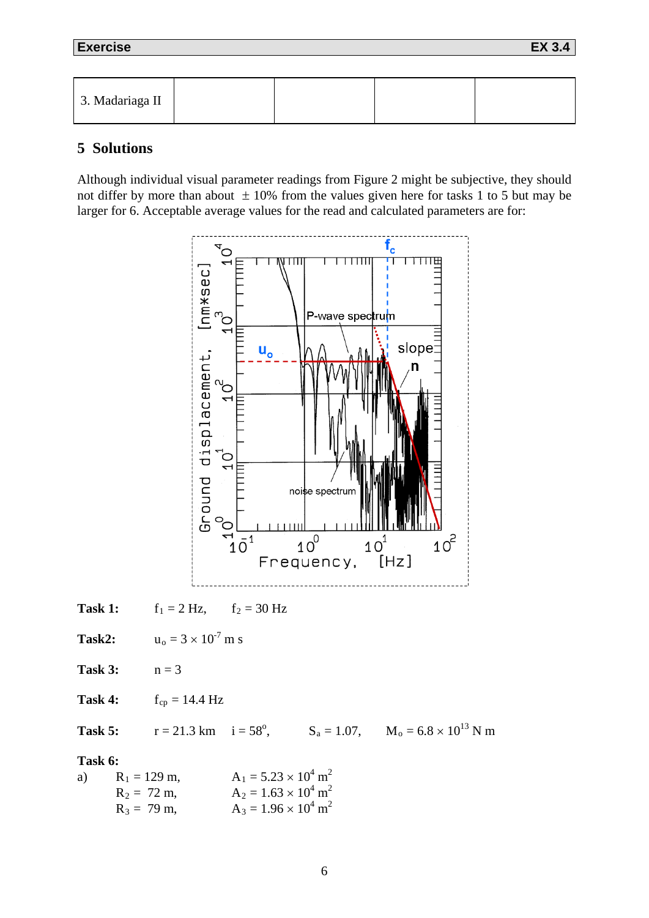| Exercise | EX 3.4 |
|---|---|

| | | | | |
|---|---|---|---|---|
| 3. Madariaga II | | | | |

## 5 Solutions

Although individual visual parameter readings from Figure 2 might be subjective, they should not differ by more than about ± 10% from the values given here for tasks 1 to 5 but may be larger for 6. Acceptable average values for the read and calculated parameters are for:

$f_c$

$u_o$

P-wave spectrum

slope

n

noise spectrum

Ground displacement, [nm*sec]

$10^4$

$10^3$

$10^2$

$10^1$

$10^0$

$10^{-1}$

$10^0$

$10^1$

$10^2$

Frequency, [Hz]

**Task 1:** $f_1 = 2$ Hz, $f_2 = 30$ Hz

**Task2:** $u_o = 3 \times 10^{-7}$ m s

**Task 3:** $n = 3$

**Task 4:** $f_{cp} = 14.4$ Hz

**Task 5:** $r = 21.3$ km $i = 58^o$, $S_a = 1.07$, $M_o = 6.8 \times 10^{13}$ N m

**Task 6:**

a) $R_1 = 129$ m, $A_1 = 5.23 \times 10^4$ m$^2$

$R_2 = 72$ m, $A_2 = 1.63 \times 10^4$ m$^2$

$R_3 = 79$ m, $A_3 = 1.96 \times 10^4$ m$^2$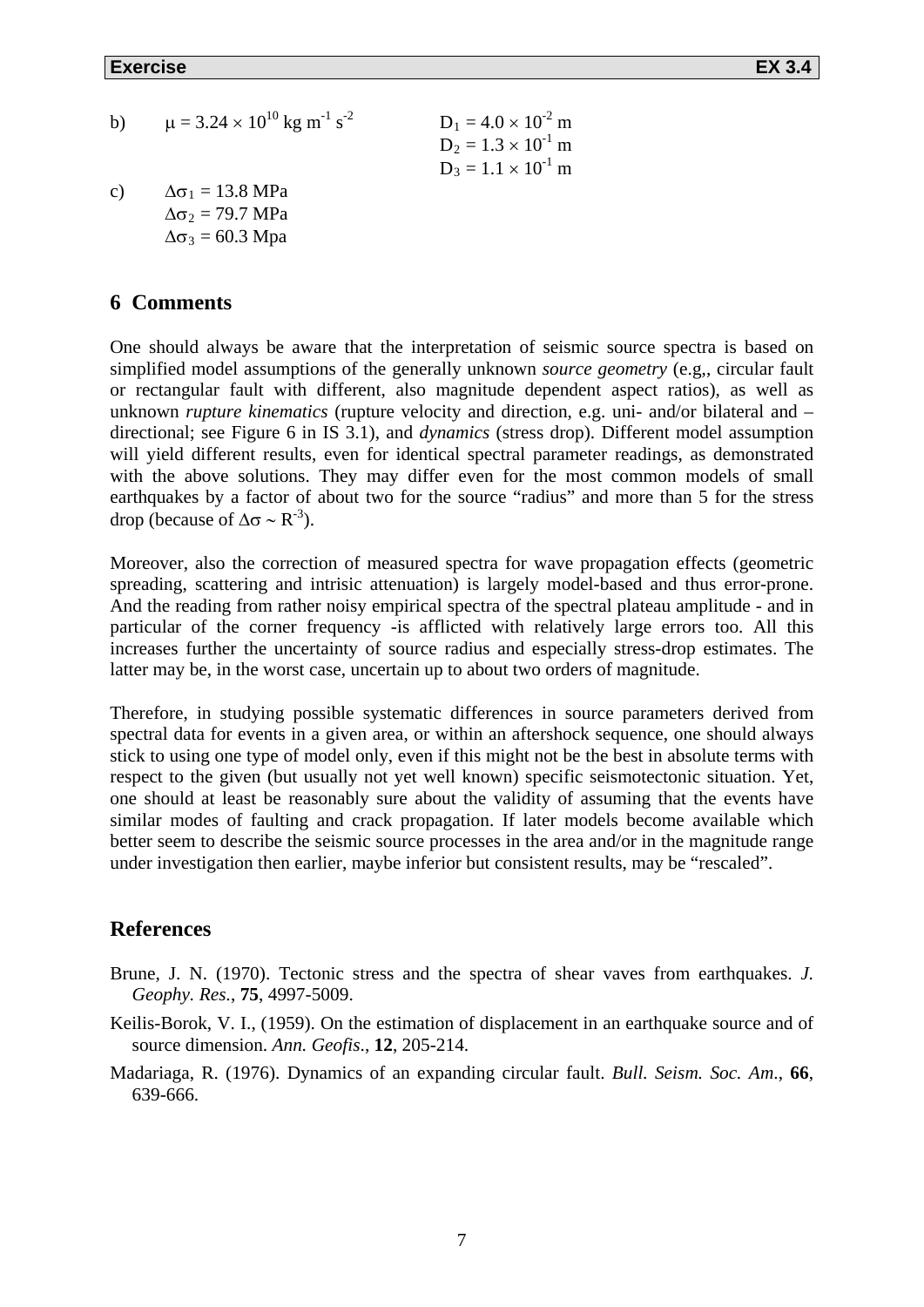b) $\mu = 3.24 \times 10^{10}$ kg m$^{-1}$ s$^{-2}$

$D_1 = 4.0 \times 10^{-2}$ m
$D_2 = 1.3 \times 10^{-1}$ m
$D_3 = 1.1 \times 10^{-1}$ m

c) $\Delta\sigma_1 = 13.8$ MPa
$\Delta\sigma_2 = 79.7$ MPa
$\Delta\sigma_3 = 60.3$ Mpa

## 6 Comments

One should always be aware that the interpretation of seismic source spectra is based on simplified model assumptions of the generally unknown *source geometry* (e.g,, circular fault or rectangular fault with different, also magnitude dependent aspect ratios), as well as unknown *rupture kinematics* (rupture velocity and direction, e.g. uni- and/or bilateral and – directional; see Figure 6 in IS 3.1), and *dynamics* (stress drop). Different model assumption will yield different results, even for identical spectral parameter readings, as demonstrated with the above solutions. They may differ even for the most common models of small earthquakes by a factor of about two for the source "radius" and more than 5 for the stress drop (because of $\Delta\sigma \sim R^{-3}$).

Moreover, also the correction of measured spectra for wave propagation effects (geometric spreading, scattering and intrisic attenuation) is largely model-based and thus error-prone. And the reading from rather noisy empirical spectra of the spectral plateau amplitude - and in particular of the corner frequency -is afflicted with relatively large errors too. All this increases further the uncertainty of source radius and especially stress-drop estimates. The latter may be, in the worst case, uncertain up to about two orders of magnitude.

Therefore, in studying possible systematic differences in source parameters derived from spectral data for events in a given area, or within an aftershock sequence, one should always stick to using one type of model only, even if this might not be the best in absolute terms with respect to the given (but usually not yet well known) specific seismotectonic situation. Yet, one should at least be reasonably sure about the validity of assuming that the events have similar modes of faulting and crack propagation. If later models become available which better seem to describe the seismic source processes in the area and/or in the magnitude range under investigation then earlier, maybe inferior but consistent results, may be "rescaled".

## References

Brune, J. N. (1970). Tectonic stress and the spectra of shear vaves from earthquakes. *J. Geophy. Res.*, **75**, 4997-5009.

Keilis-Borok, V. I., (1959). On the estimation of displacement in an earthquake source and of source dimension. *Ann. Geofis*., **12**, 205-214.

Madariaga, R. (1976). Dynamics of an expanding circular fault. *Bull. Seism. Soc. Am.*, **66**, 639-666.